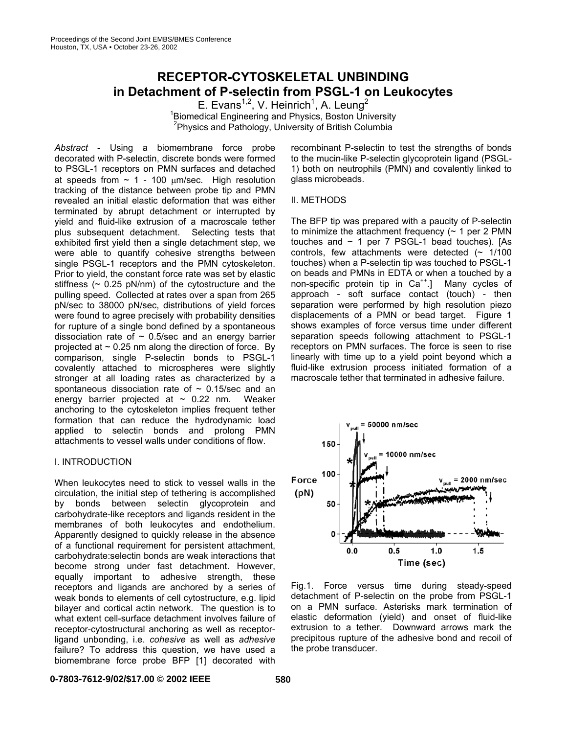# RECEPTOR-CYTOSKELETAL UNBINDING in Detachment of P-selectin from PSGL-1 on Leukocytes

E. Evans[1,2], V. Heinrich[1], A. Leung[2]

[1]Biomedical Engineering and Physics, Boston University
[2]Physics and Pathology, University of British Columbia

*Abstract* - Using a biomembrane force probe decorated with P-selectin, discrete bonds were formed to PSGL-1 receptors on PMN surfaces and detached at speeds from ~ 1 - 100 μm/sec. High resolution tracking of the distance between probe tip and PMN revealed an initial elastic deformation that was either terminated by abrupt detachment or interrupted by yield and fluid-like extrusion of a macroscale tether plus subsequent detachment. Selecting tests that exhibited first yield then a single detachment step, we were able to quantify cohesive strengths between single PSGL-1 receptors and the PMN cytoskeleton. Prior to yield, the constant force rate was set by elastic stiffness (~ 0.25 pN/nm) of the cytostructure and the pulling speed. Collected at rates over a span from 265 pN/sec to 38000 pN/sec, distributions of yield forces were found to agree precisely with probability densities for rupture of a single bond defined by a spontaneous dissociation rate of ~ 0.5/sec and an energy barrier projected at ~ 0.25 nm along the direction of force. By comparison, single P-selectin bonds to PSGL-1 covalently attached to microspheres were slightly stronger at all loading rates as characterized by a spontaneous dissociation rate of ~ 0.15/sec and an energy barrier projected at ~ 0.22 nm. Weaker anchoring to the cytoskeleton implies frequent tether formation that can reduce the hydrodynamic load applied to selectin bonds and prolong PMN attachments to vessel walls under conditions of flow.

## I. INTRODUCTION

When leukocytes need to stick to vessel walls in the circulation, the initial step of tethering is accomplished by bonds between selectin glycoprotein and carbohydrate-like receptors and ligands resident in the membranes of both leukocytes and endothelium. Apparently designed to quickly release in the absence of a functional requirement for persistent attachment, carbohydrate:selectin bonds are weak interactions that become strong under fast detachment. However, equally important to adhesive strength, these receptors and ligands are anchored by a series of weak bonds to elements of cell cytostructure, e.g. lipid bilayer and cortical actin network. The question is to what extent cell-surface detachment involves failure of receptor-cytostructural anchoring as well as receptor-ligand unbonding, i.e. *cohesive* as well as *adhesive* failure? To address this question, we have used a biomembrane force probe BFP [1] decorated with recombinant P-selectin to test the strengths of bonds to the mucin-like P-selectin glycoprotein ligand (PSGL-1) both on neutrophils (PMN) and covalently linked to glass microbeads.

## II. METHODS

The BFP tip was prepared with a paucity of P-selectin to minimize the attachment frequency (~ 1 per 2 PMN touches and ~ 1 per 7 PSGL-1 bead touches). [As controls, few attachments were detected (~ 1/100 touches) when a P-selectin tip was touched to PSGL-1 on beads and PMNs in EDTA or when a touched by a non-specific protein tip in $Ca^{++}$.] Many cycles of approach - soft surface contact (touch) - then separation were performed by high resolution piezo displacements of a PMN or bead target. Figure 1 shows examples of force versus time under different separation speeds following attachment to PSGL-1 receptors on PMN surfaces. The force is seen to rise linearly with time up to a yield point beyond which a fluid-like extrusion process initiated formation of a macroscale tether that terminated in adhesive failure.

Fig.1. Force versus time during steady-speed detachment of P-selectin on the probe from PSGL-1 on a PMN surface. Asterisks mark termination of elastic deformation (yield) and onset of fluid-like extrusion to a tether. Downward arrows mark the precipitous rupture of the adhesive bond and recoil of the probe transducer.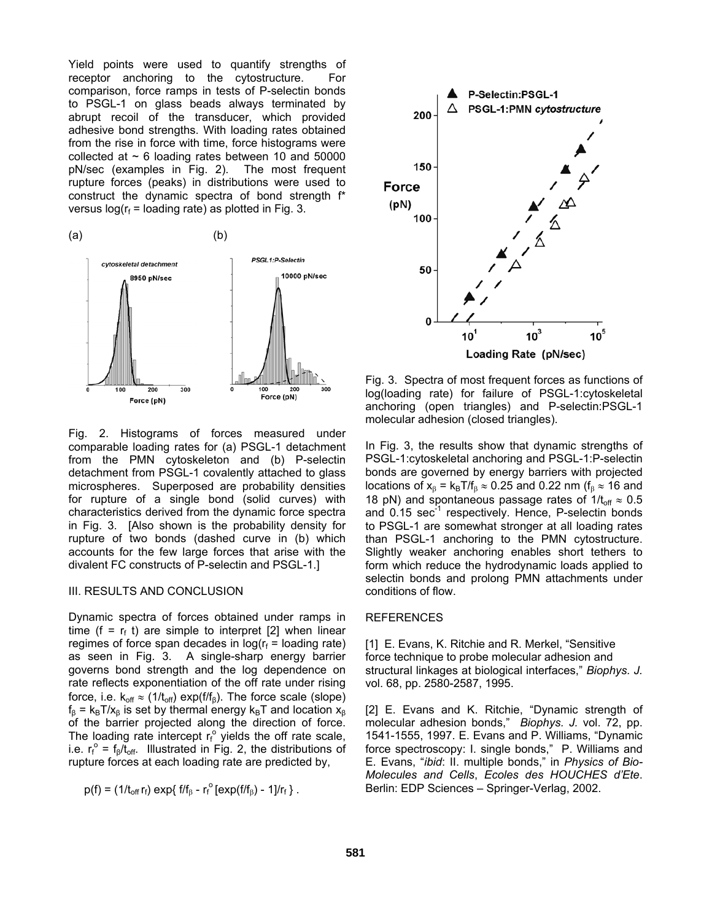Yield points were used to quantify strengths of receptor anchoring to the cytostructure. For comparison, force ramps in tests of P-selectin bonds to PSGL-1 on glass beads always terminated by abrupt recoil of the transducer, which provided adhesive bond strengths. With loading rates obtained from the rise in force with time, force histograms were collected at ~ 6 loading rates between 10 and 50000 pN/sec (examples in Fig. 2). The most frequent rupture forces (peaks) in distributions were used to construct the dynamic spectra of bond strength f* versus log($r_f$ = loading rate) as plotted in Fig. 3.

(a)

cytoskeletal detachment

8950 pN/sec

0 100 200 300

Force (pN)

(b)

PSGL1:P-Selectin

10000 pN/sec

0 100 200 300

Force (pN)

Fig. 2. Histograms of forces measured under comparable loading rates for (a) PSGL-1 detachment from the PMN cytoskeleton and (b) P-selectin detachment from PSGL-1 covalently attached to glass microspheres. Superposed are probability densities for rupture of a single bond (solid curves) with characteristics derived from the dynamic force spectra in Fig. 3. [Also shown is the probability density for rupture of two bonds (dashed curve in (b) which accounts for the few large forces that arise with the divalent FC constructs of P-selectin and PSGL-1.]

## III. RESULTS AND CONCLUSION

Dynamic spectra of forces obtained under ramps in time ($f = r_f t$) are simple to interpret [2] when linear regimes of force span decades in log($r_f$ = loading rate) as seen in Fig. 3. A single-sharp energy barrier governs bond strength and the log dependence on rate reflects exponentiation of the off rate under rising force, i.e. $k_{off} \approx (1/t_{off}) \exp(f/f_\beta)$. The force scale (slope) $f_\beta = k_B T/x_\beta$ is set by thermal energy $k_B T$ and location $x_\beta$ of the barrier projected along the direction of force. The loading rate intercept $r_f^o$ yields the off rate scale, i.e. $r_f^o = f_\beta/t_{off}$. Illustrated in Fig. 2, the distributions of rupture forces at each loading rate are predicted by,

$$p(f) = (1/t_{off}\, r_f) \exp\{ f/f_\beta - r_f^o [\exp(f/f_\beta) - 1]/r_f \} .$$

▲ P-Selectin:PSGL-1

△ PSGL-1:PMN *cytostructure*

Force (pN)

0 50 100 150 200

Loading Rate (pN/sec)

$10^1$ $10^3$ $10^5$

Fig. 3. Spectra of most frequent forces as functions of log(loading rate) for failure of PSGL-1:cytoskeletal anchoring (open triangles) and P-selectin:PSGL-1 molecular adhesion (closed triangles).

In Fig. 3, the results show that dynamic strengths of PSGL-1:cytoskeletal anchoring and PSGL-1:P-selectin bonds are governed by energy barriers with projected locations of $x_\beta = k_B T/f_\beta \approx 0.25$ and 0.22 nm ($f_\beta \approx 16$ and 18 pN) and spontaneous passage rates of $1/t_{off} \approx 0.5$ and 0.15 $sec^{-1}$ respectively. Hence, P-selectin bonds to PSGL-1 are somewhat stronger at all loading rates than PSGL-1 anchoring to the PMN cytostructure. Slightly weaker anchoring enables short tethers to form which reduce the hydrodynamic loads applied to selectin bonds and prolong PMN attachments under conditions of flow.

## REFERENCES

[1] E. Evans, K. Ritchie and R. Merkel, "Sensitive force technique to probe molecular adhesion and structural linkages at biological interfaces," *Biophys. J.* vol. 68, pp. 2580-2587, 1995.

[2] E. Evans and K. Ritchie, "Dynamic strength of molecular adhesion bonds," *Biophys. J.* vol. 72, pp. 1541-1555, 1997. E. Evans and P. Williams, "Dynamic force spectroscopy: I. single bonds," P. Williams and E. Evans, "*ibid*: II. multiple bonds," in *Physics of Bio-Molecules and Cells*, *Ecoles des HOUCHES d'Ete*. Berlin: EDP Sciences – Springer-Verlag, 2002.